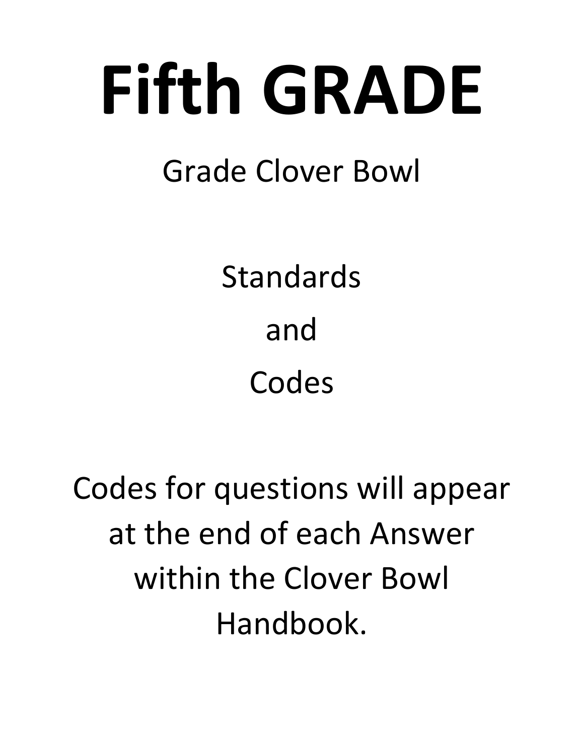# Fifth GRADE

Grade Clover Bowl

Standards

and

Codes

Codes for questions will appear at the end of each Answer within the Clover Bowl Handbook.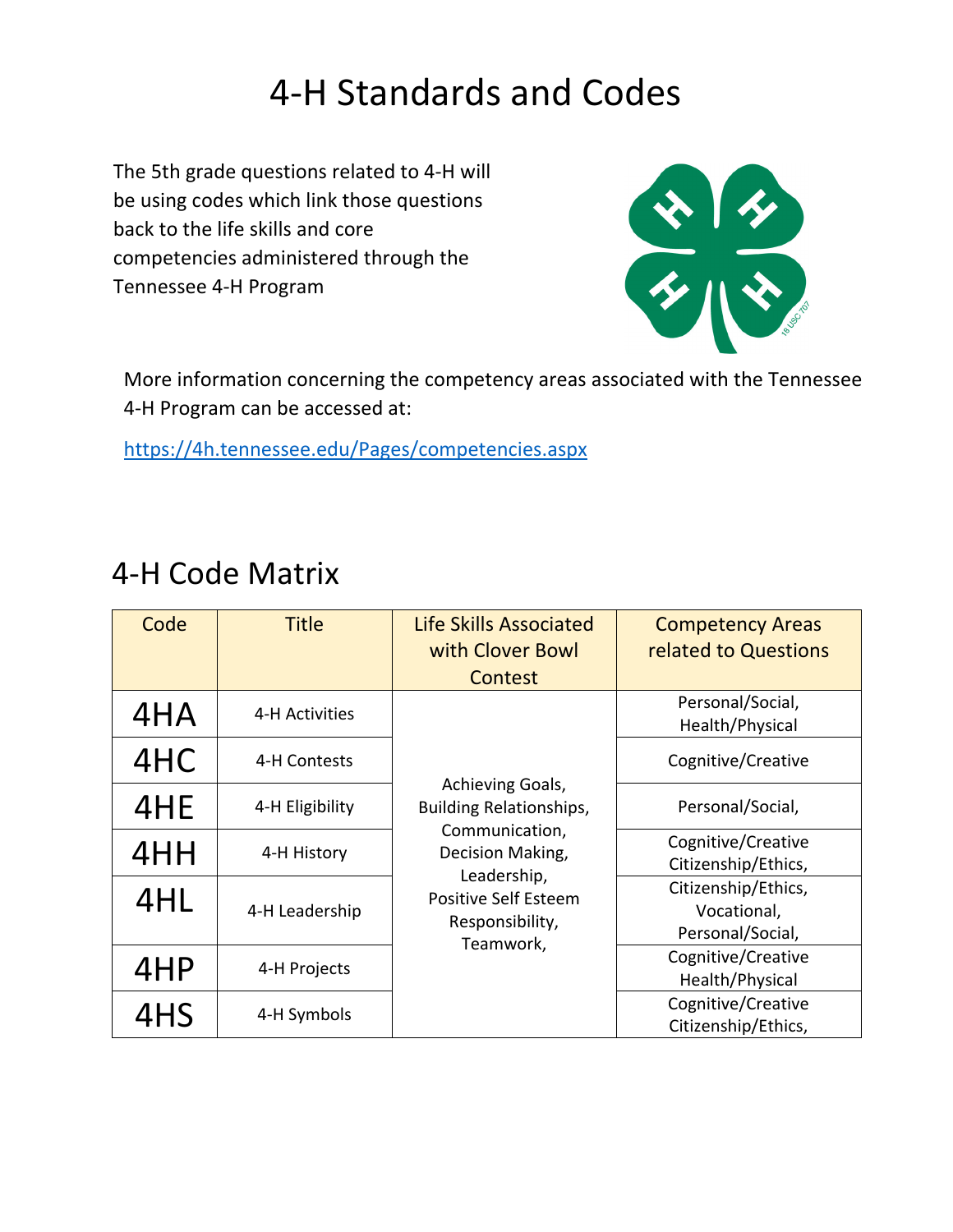# 4-H Standards and Codes

The 5th grade questions related to 4-H will be using codes which link those questions back to the life skills and core competencies administered through the Tennessee 4-H Program

More information concerning the competency areas associated with the Tennessee 4-H Program can be accessed at:

https://4h.tennessee.edu/Pages/competencies.aspx

## 4-H Code Matrix

| Code | Title | Life Skills Associated with Clover Bowl Contest | Competency Areas related to Questions |
|---|---|---|---|
| 4HA | 4-H Activities | Achieving Goals, Building Relationships, Communication, Decision Making, Leadership, Positive Self Esteem Responsibility, Teamwork, | Personal/Social, Health/Physical |
| 4HC | 4-H Contests | | Cognitive/Creative |
| 4HE | 4-H Eligibility | | Personal/Social, |
| 4HH | 4-H History | | Cognitive/Creative Citizenship/Ethics, |
| 4HL | 4-H Leadership | | Citizenship/Ethics, Vocational, Personal/Social, |
| 4HP | 4-H Projects | | Cognitive/Creative Health/Physical |
| 4HS | 4-H Symbols | | Cognitive/Creative Citizenship/Ethics, |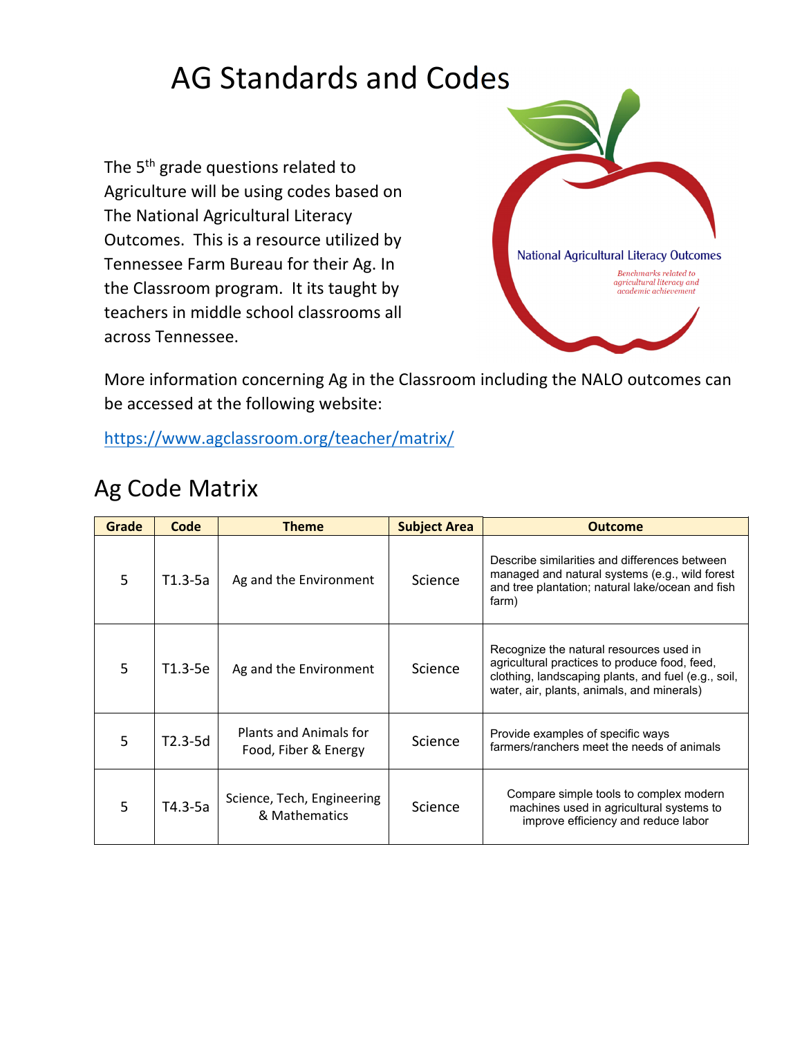# AG Standards and Codes

The 5th grade questions related to Agriculture will be using codes based on The National Agricultural Literacy Outcomes. This is a resource utilized by Tennessee Farm Bureau for their Ag. In the Classroom program. It its taught by teachers in middle school classrooms all across Tennessee.

National Agricultural Literacy Outcomes

*Benchmarks related to agricultural literacy and academic achievement*

More information concerning Ag in the Classroom including the NALO outcomes can be accessed at the following website:

https://www.agclassroom.org/teacher/matrix/

## Ag Code Matrix

| Grade | Code | Theme | Subject Area | Outcome |
|---|---|---|---|---|
| 5 | T1.3-5a | Ag and the Environment | Science | Describe similarities and differences between managed and natural systems (e.g., wild forest and tree plantation; natural lake/ocean and fish farm) |
| 5 | T1.3-5e | Ag and the Environment | Science | Recognize the natural resources used in agricultural practices to produce food, feed, clothing, landscaping plants, and fuel (e.g., soil, water, air, plants, animals, and minerals) |
| 5 | T2.3-5d | Plants and Animals for Food, Fiber & Energy | Science | Provide examples of specific ways farmers/ranchers meet the needs of animals |
| 5 | T4.3-5a | Science, Tech, Engineering & Mathematics | Science | Compare simple tools to complex modern machines used in agricultural systems to improve efficiency and reduce labor |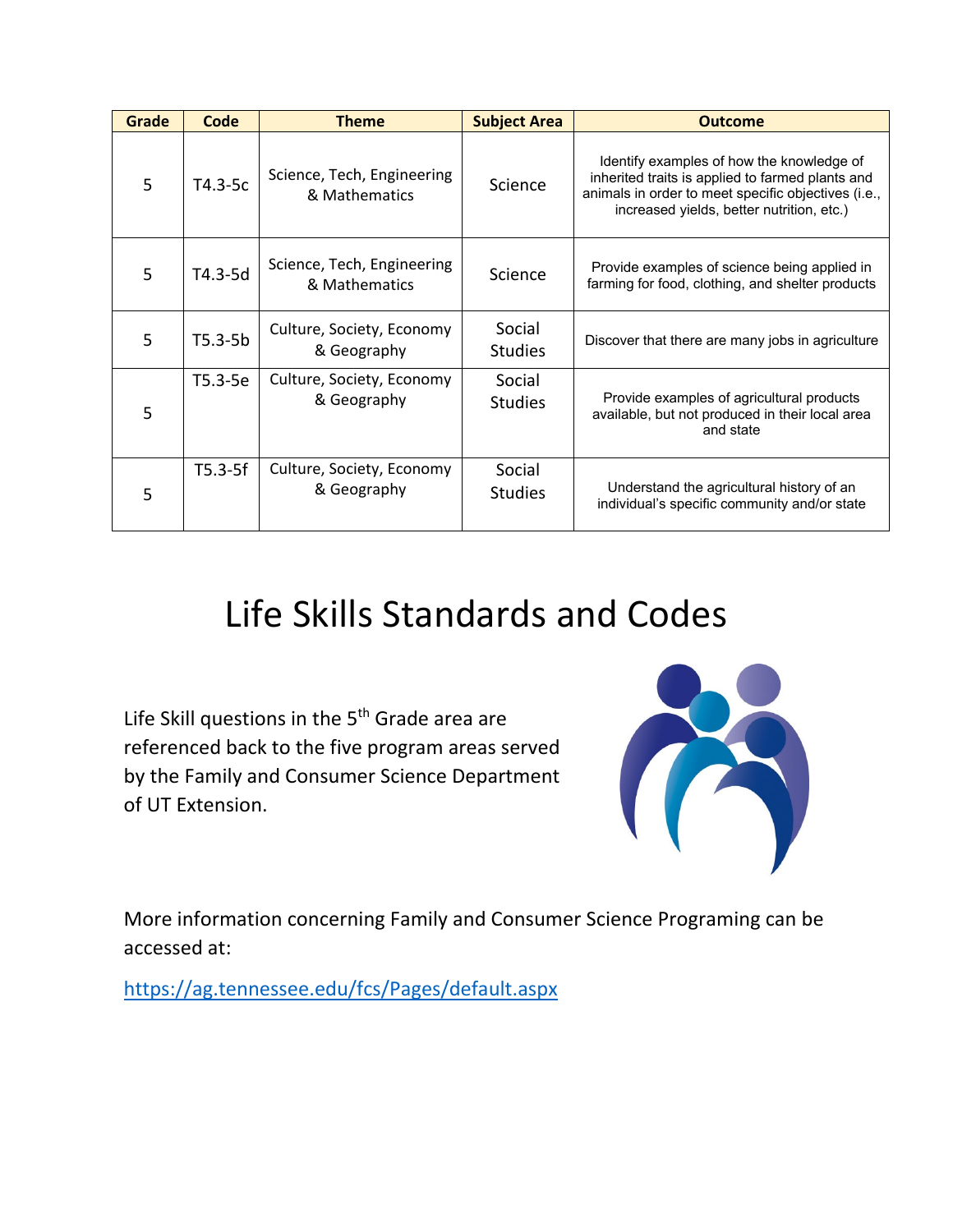| Grade | Code | Theme | Subject Area | Outcome |
| --- | --- | --- | --- | --- |
| 5 | T4.3-5c | Science, Tech, Engineering & Mathematics | Science | Identify examples of how the knowledge of inherited traits is applied to farmed plants and animals in order to meet specific objectives (i.e., increased yields, better nutrition, etc.) |
| 5 | T4.3-5d | Science, Tech, Engineering & Mathematics | Science | Provide examples of science being applied in farming for food, clothing, and shelter products |
| 5 | T5.3-5b | Culture, Society, Economy & Geography | Social Studies | Discover that there are many jobs in agriculture |
| 5 | T5.3-5e | Culture, Society, Economy & Geography | Social Studies | Provide examples of agricultural products available, but not produced in their local area and state |
| 5 | T5.3-5f | Culture, Society, Economy & Geography | Social Studies | Understand the agricultural history of an individual's specific community and/or state |

# Life Skills Standards and Codes

Life Skill questions in the 5th Grade area are referenced back to the five program areas served by the Family and Consumer Science Department of UT Extension.

More information concerning Family and Consumer Science Programing can be accessed at:

https://ag.tennessee.edu/fcs/Pages/default.aspx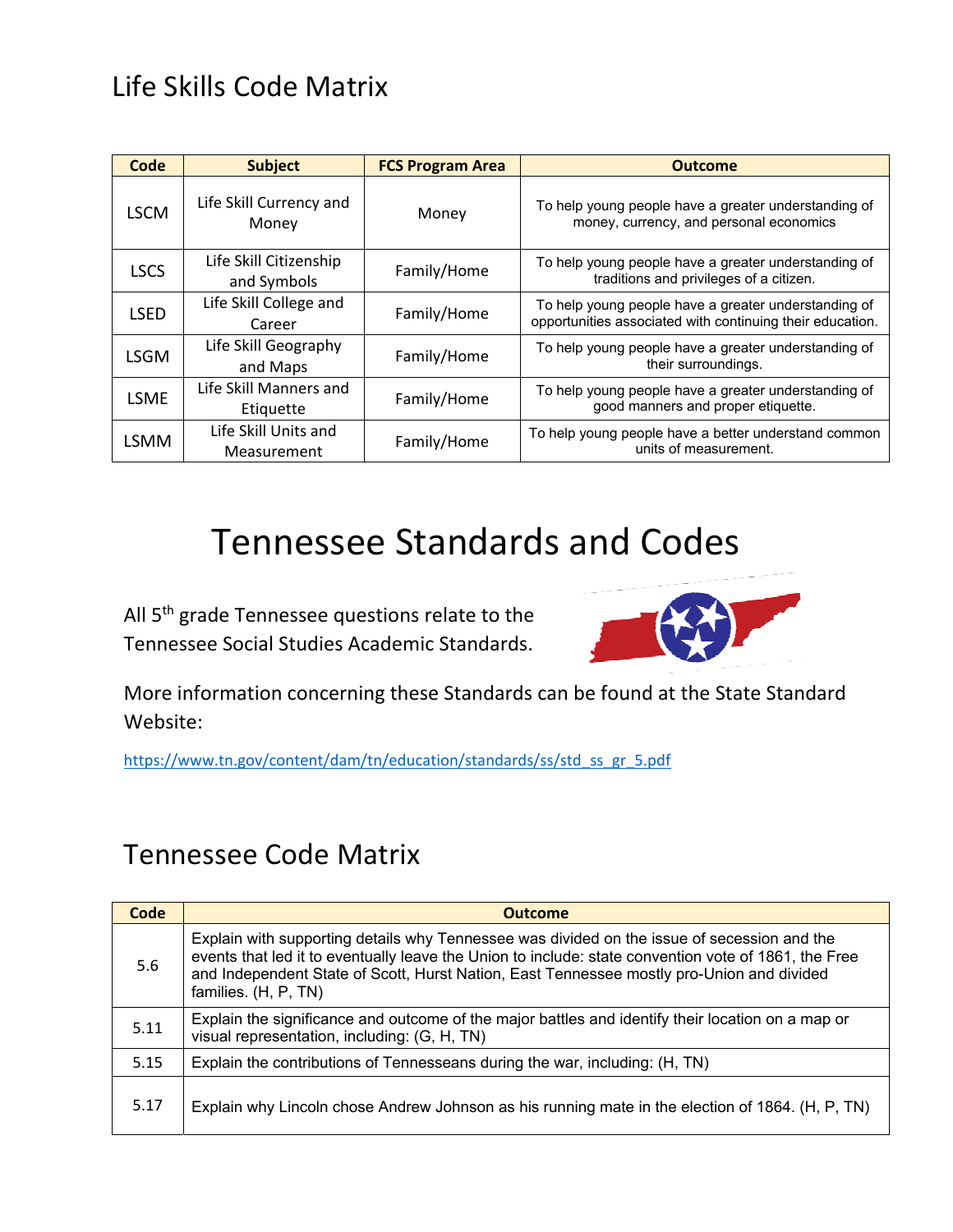## Life Skills Code Matrix

| Code | Subject | FCS Program Area | Outcome |
|---|---|---|---|
| LSCM | Life Skill Currency and Money | Money | To help young people have a greater understanding of money, currency, and personal economics |
| LSCS | Life Skill Citizenship and Symbols | Family/Home | To help young people have a greater understanding of traditions and privileges of a citizen. |
| LSED | Life Skill College and Career | Family/Home | To help young people have a greater understanding of opportunities associated with continuing their education. |
| LSGM | Life Skill Geography and Maps | Family/Home | To help young people have a greater understanding of their surroundings. |
| LSME | Life Skill Manners and Etiquette | Family/Home | To help young people have a greater understanding of good manners and proper etiquette. |
| LSMM | Life Skill Units and Measurement | Family/Home | To help young people have a better understand common units of measurement. |

# Tennessee Standards and Codes

All 5th grade Tennessee questions relate to the Tennessee Social Studies Academic Standards.

More information concerning these Standards can be found at the State Standard Website:

https://www.tn.gov/content/dam/tn/education/standards/ss/std_ss_gr_5.pdf

## Tennessee Code Matrix

| Code | Outcome |
|---|---|
| 5.6 | Explain with supporting details why Tennessee was divided on the issue of secession and the events that led it to eventually leave the Union to include: state convention vote of 1861, the Free and Independent State of Scott, Hurst Nation, East Tennessee mostly pro-Union and divided families. (H, P, TN) |
| 5.11 | Explain the significance and outcome of the major battles and identify their location on a map or visual representation, including: (G, H, TN) |
| 5.15 | Explain the contributions of Tennesseans during the war, including: (H, TN) |
| 5.17 | Explain why Lincoln chose Andrew Johnson as his running mate in the election of 1864. (H, P, TN) |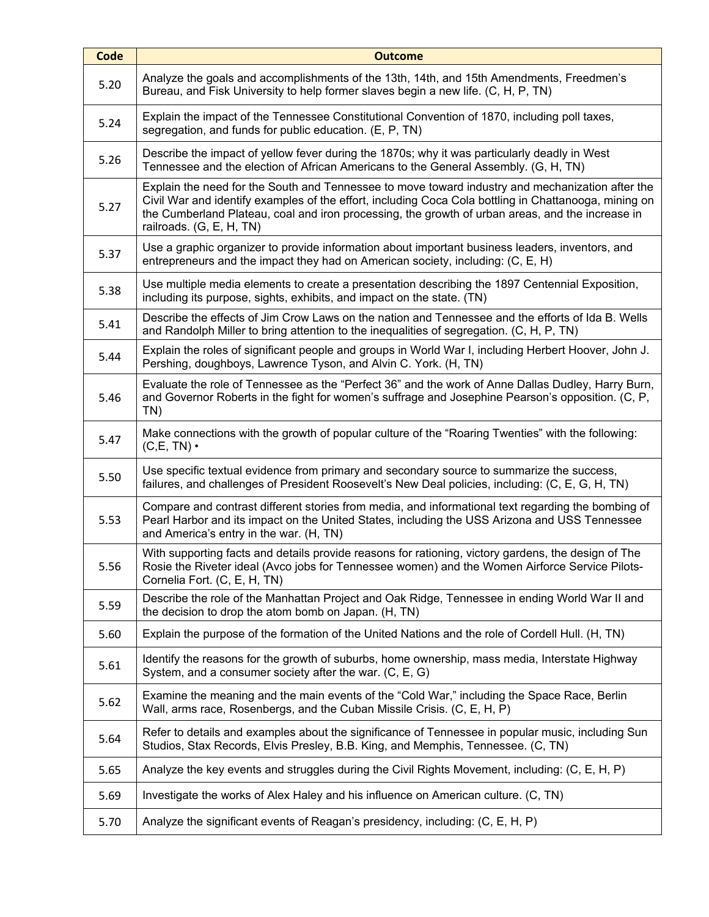| Code | Outcome |
| --- | --- |
| 5.20 | Analyze the goals and accomplishments of the 13th, 14th, and 15th Amendments, Freedmen's Bureau, and Fisk University to help former slaves begin a new life. (C, H, P, TN) |
| 5.24 | Explain the impact of the Tennessee Constitutional Convention of 1870, including poll taxes, segregation, and funds for public education. (E, P, TN) |
| 5.26 | Describe the impact of yellow fever during the 1870s; why it was particularly deadly in West Tennessee and the election of African Americans to the General Assembly. (G, H, TN) |
| 5.27 | Explain the need for the South and Tennessee to move toward industry and mechanization after the Civil War and identify examples of the effort, including Coca Cola bottling in Chattanooga, mining on the Cumberland Plateau, coal and iron processing, the growth of urban areas, and the increase in railroads. (G, E, H, TN) |
| 5.37 | Use a graphic organizer to provide information about important business leaders, inventors, and entrepreneurs and the impact they had on American society, including: (C, E, H) |
| 5.38 | Use multiple media elements to create a presentation describing the 1897 Centennial Exposition, including its purpose, sights, exhibits, and impact on the state. (TN) |
| 5.41 | Describe the effects of Jim Crow Laws on the nation and Tennessee and the efforts of Ida B. Wells and Randolph Miller to bring attention to the inequalities of segregation. (C, H, P, TN) |
| 5.44 | Explain the roles of significant people and groups in World War I, including Herbert Hoover, John J. Pershing, doughboys, Lawrence Tyson, and Alvin C. York. (H, TN) |
| 5.46 | Evaluate the role of Tennessee as the "Perfect 36" and the work of Anne Dallas Dudley, Harry Burn, and Governor Roberts in the fight for women's suffrage and Josephine Pearson's opposition. (C, P, TN) |
| 5.47 | Make connections with the growth of popular culture of the "Roaring Twenties" with the following: (C,E, TN) • |
| 5.50 | Use specific textual evidence from primary and secondary source to summarize the success, failures, and challenges of President Roosevelt's New Deal policies, including: (C, E, G, H, TN) |
| 5.53 | Compare and contrast different stories from media, and informational text regarding the bombing of Pearl Harbor and its impact on the United States, including the USS Arizona and USS Tennessee and America's entry in the war. (H, TN) |
| 5.56 | With supporting facts and details provide reasons for rationing, victory gardens, the design of The Rosie the Riveter ideal (Avco jobs for Tennessee women) and the Women Airforce Service Pilots- Cornelia Fort. (C, E, H, TN) |
| 5.59 | Describe the role of the Manhattan Project and Oak Ridge, Tennessee in ending World War II and the decision to drop the atom bomb on Japan. (H, TN) |
| 5.60 | Explain the purpose of the formation of the United Nations and the role of Cordell Hull. (H, TN) |
| 5.61 | Identify the reasons for the growth of suburbs, home ownership, mass media, Interstate Highway System, and a consumer society after the war. (C, E, G) |
| 5.62 | Examine the meaning and the main events of the "Cold War," including the Space Race, Berlin Wall, arms race, Rosenbergs, and the Cuban Missile Crisis. (C, E, H, P) |
| 5.64 | Refer to details and examples about the significance of Tennessee in popular music, including Sun Studios, Stax Records, Elvis Presley, B.B. King, and Memphis, Tennessee. (C, TN) |
| 5.65 | Analyze the key events and struggles during the Civil Rights Movement, including: (C, E, H, P) |
| 5.69 | Investigate the works of Alex Haley and his influence on American culture. (C, TN) |
| 5.70 | Analyze the significant events of Reagan's presidency, including: (C, E, H, P) |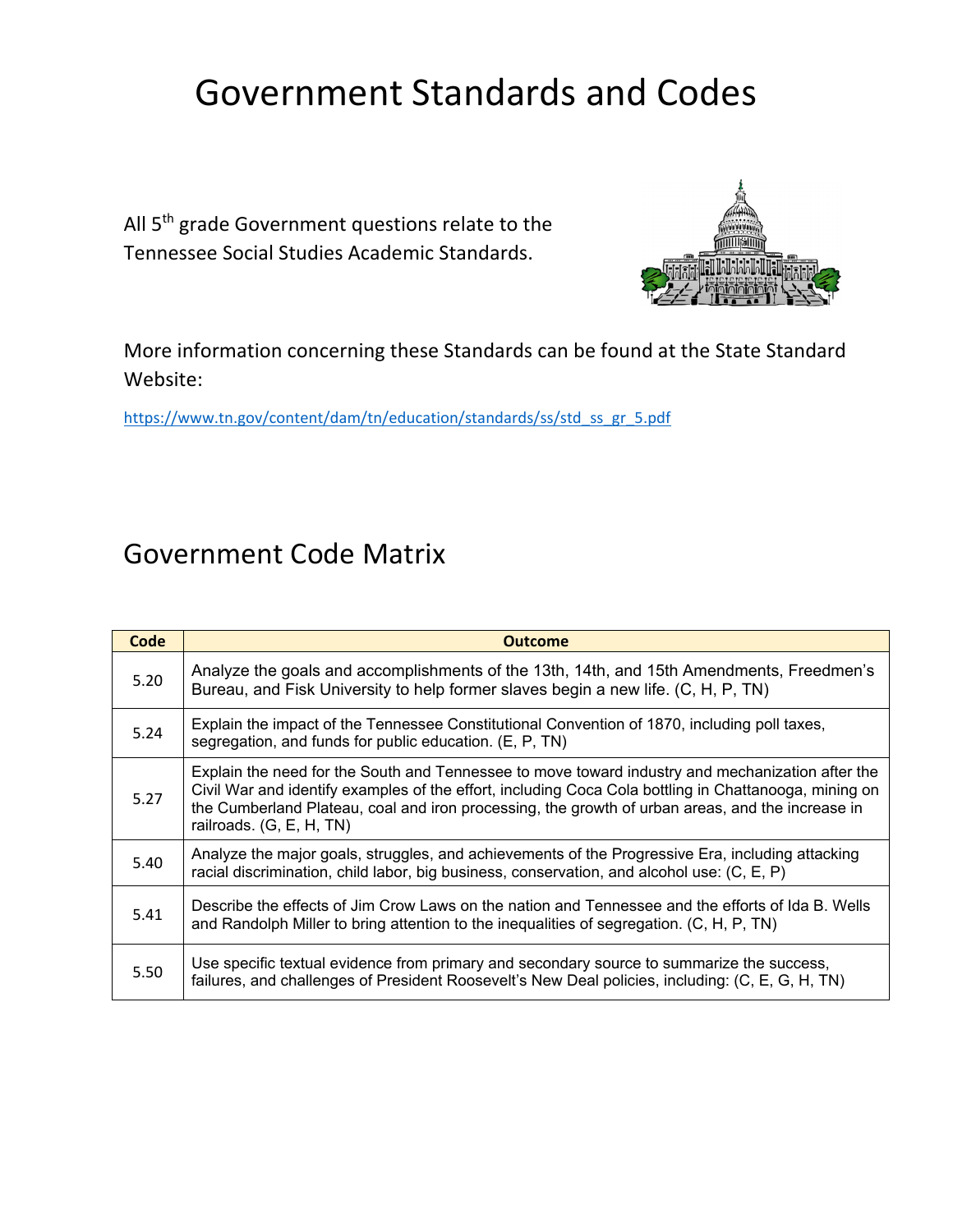# Government Standards and Codes

All 5th grade Government questions relate to the Tennessee Social Studies Academic Standards.

More information concerning these Standards can be found at the State Standard Website:

https://www.tn.gov/content/dam/tn/education/standards/ss/std_ss_gr_5.pdf

## Government Code Matrix

| Code | Outcome |
|---|---|
| 5.20 | Analyze the goals and accomplishments of the 13th, 14th, and 15th Amendments, Freedmen's Bureau, and Fisk University to help former slaves begin a new life. (C, H, P, TN) |
| 5.24 | Explain the impact of the Tennessee Constitutional Convention of 1870, including poll taxes, segregation, and funds for public education. (E, P, TN) |
| 5.27 | Explain the need for the South and Tennessee to move toward industry and mechanization after the Civil War and identify examples of the effort, including Coca Cola bottling in Chattanooga, mining on the Cumberland Plateau, coal and iron processing, the growth of urban areas, and the increase in railroads. (G, E, H, TN) |
| 5.40 | Analyze the major goals, struggles, and achievements of the Progressive Era, including attacking racial discrimination, child labor, big business, conservation, and alcohol use: (C, E, P) |
| 5.41 | Describe the effects of Jim Crow Laws on the nation and Tennessee and the efforts of Ida B. Wells and Randolph Miller to bring attention to the inequalities of segregation. (C, H, P, TN) |
| 5.50 | Use specific textual evidence from primary and secondary source to summarize the success, failures, and challenges of President Roosevelt's New Deal policies, including: (C, E, G, H, TN) |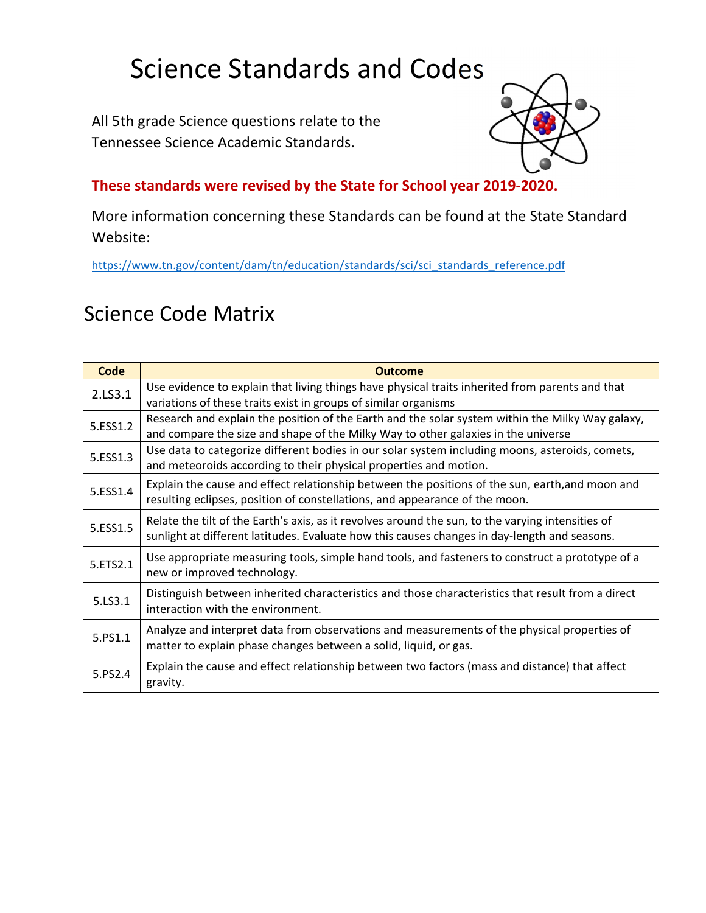# Science Standards and Codes

All 5th grade Science questions relate to the Tennessee Science Academic Standards.

**These standards were revised by the State for School year 2019-2020.**

More information concerning these Standards can be found at the State Standard Website:

https://www.tn.gov/content/dam/tn/education/standards/sci/sci_standards_reference.pdf

## Science Code Matrix

| Code | Outcome |
|---|---|
| 2.LS3.1 | Use evidence to explain that living things have physical traits inherited from parents and that variations of these traits exist in groups of similar organisms |
| 5.ESS1.2 | Research and explain the position of the Earth and the solar system within the Milky Way galaxy, and compare the size and shape of the Milky Way to other galaxies in the universe |
| 5.ESS1.3 | Use data to categorize different bodies in our solar system including moons, asteroids, comets, and meteoroids according to their physical properties and motion. |
| 5.ESS1.4 | Explain the cause and effect relationship between the positions of the sun, earth,and moon and resulting eclipses, position of constellations, and appearance of the moon. |
| 5.ESS1.5 | Relate the tilt of the Earth's axis, as it revolves around the sun, to the varying intensities of sunlight at different latitudes. Evaluate how this causes changes in day-length and seasons. |
| 5.ETS2.1 | Use appropriate measuring tools, simple hand tools, and fasteners to construct a prototype of a new or improved technology. |
| 5.LS3.1 | Distinguish between inherited characteristics and those characteristics that result from a direct interaction with the environment. |
| 5.PS1.1 | Analyze and interpret data from observations and measurements of the physical properties of matter to explain phase changes between a solid, liquid, or gas. |
| 5.PS2.4 | Explain the cause and effect relationship between two factors (mass and distance) that affect gravity. |